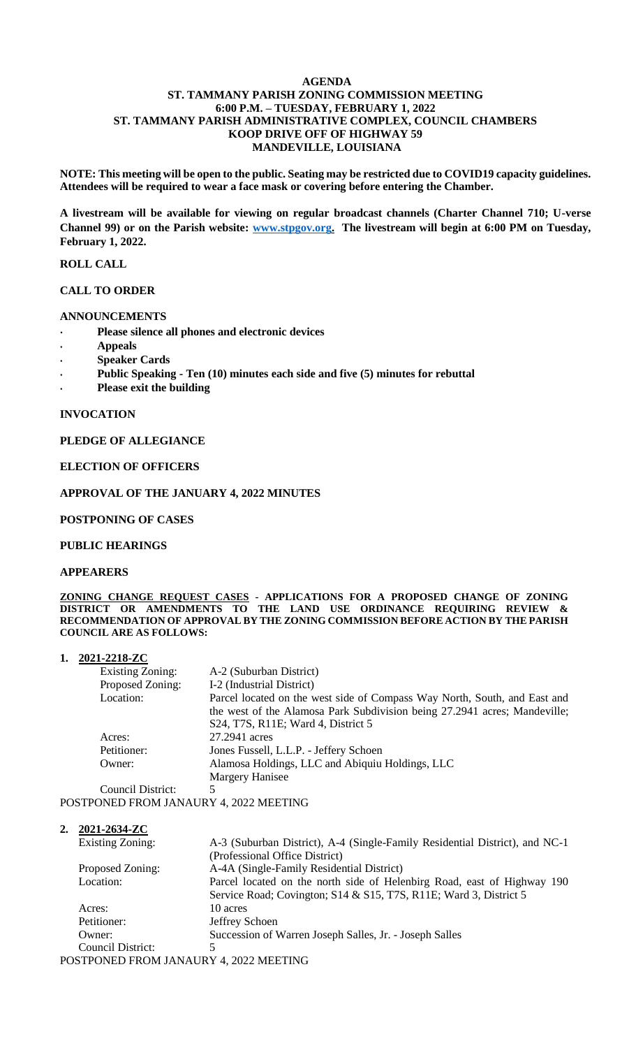**AGENDA**
**ST. TAMMANY PARISH ZONING COMMISSION MEETING**
**6:00 P.M. – TUESDAY, FEBRUARY 1, 2022**
**ST. TAMMANY PARISH ADMINISTRATIVE COMPLEX, COUNCIL CHAMBERS**
**KOOP DRIVE OFF OF HIGHWAY 59**
**MANDEVILLE, LOUISIANA**

**NOTE: This meeting will be open to the public. Seating may be restricted due to COVID19 capacity guidelines. Attendees will be required to wear a face mask or covering before entering the Chamber.**

**A livestream will be available for viewing on regular broadcast channels (Charter Channel 710; U-verse Channel 99) or on the Parish website: www.stpgov.org. The livestream will begin at 6:00 PM on Tuesday, February 1, 2022.**

**ROLL CALL**

**CALL TO ORDER**

**ANNOUNCEMENTS**

- **Please silence all phones and electronic devices**
- **Appeals**
- **Speaker Cards**
- **Public Speaking - Ten (10) minutes each side and five (5) minutes for rebuttal**
- **Please exit the building**

**INVOCATION**

**PLEDGE OF ALLEGIANCE**

**ELECTION OF OFFICERS**

**APPROVAL OF THE JANUARY 4, 2022 MINUTES**

**POSTPONING OF CASES**

**PUBLIC HEARINGS**

**APPEARERS**

**ZONING CHANGE REQUEST CASES - APPLICATIONS FOR A PROPOSED CHANGE OF ZONING DISTRICT OR AMENDMENTS TO THE LAND USE ORDINANCE REQUIRING REVIEW & RECOMMENDATION OF APPROVAL BY THE ZONING COMMISSION BEFORE ACTION BY THE PARISH COUNCIL ARE AS FOLLOWS:**

**1. 2021-2218-ZC**

| | |
|---|---|
| Existing Zoning: | A-2 (Suburban District) |
| Proposed Zoning: | I-2 (Industrial District) |
| Location: | Parcel located on the west side of Compass Way North, South, and East and the west of the Alamosa Park Subdivision being 27.2941 acres; Mandeville; S24, T7S, R11E; Ward 4, District 5 |
| Acres: | 27.2941 acres |
| Petitioner: | Jones Fussell, L.L.P. - Jeffery Schoen |
| Owner: | Alamosa Holdings, LLC and Abiquiu Holdings, LLC<br>Margery Hanisee |
| Council District: | 5 |

POSTPONED FROM JANAURY 4, 2022 MEETING

**2. 2021-2634-ZC**

| | |
|---|---|
| Existing Zoning: | A-3 (Suburban District), A-4 (Single-Family Residential District), and NC-1 (Professional Office District) |
| Proposed Zoning: | A-4A (Single-Family Residential District) |
| Location: | Parcel located on the north side of Helenbirg Road, east of Highway 190 Service Road; Covington; S14 & S15, T7S, R11E; Ward 3, District 5 |
| Acres: | 10 acres |
| Petitioner: | Jeffrey Schoen |
| Owner: | Succession of Warren Joseph Salles, Jr. - Joseph Salles |
| Council District: | 5 |

POSTPONED FROM JANAURY 4, 2022 MEETING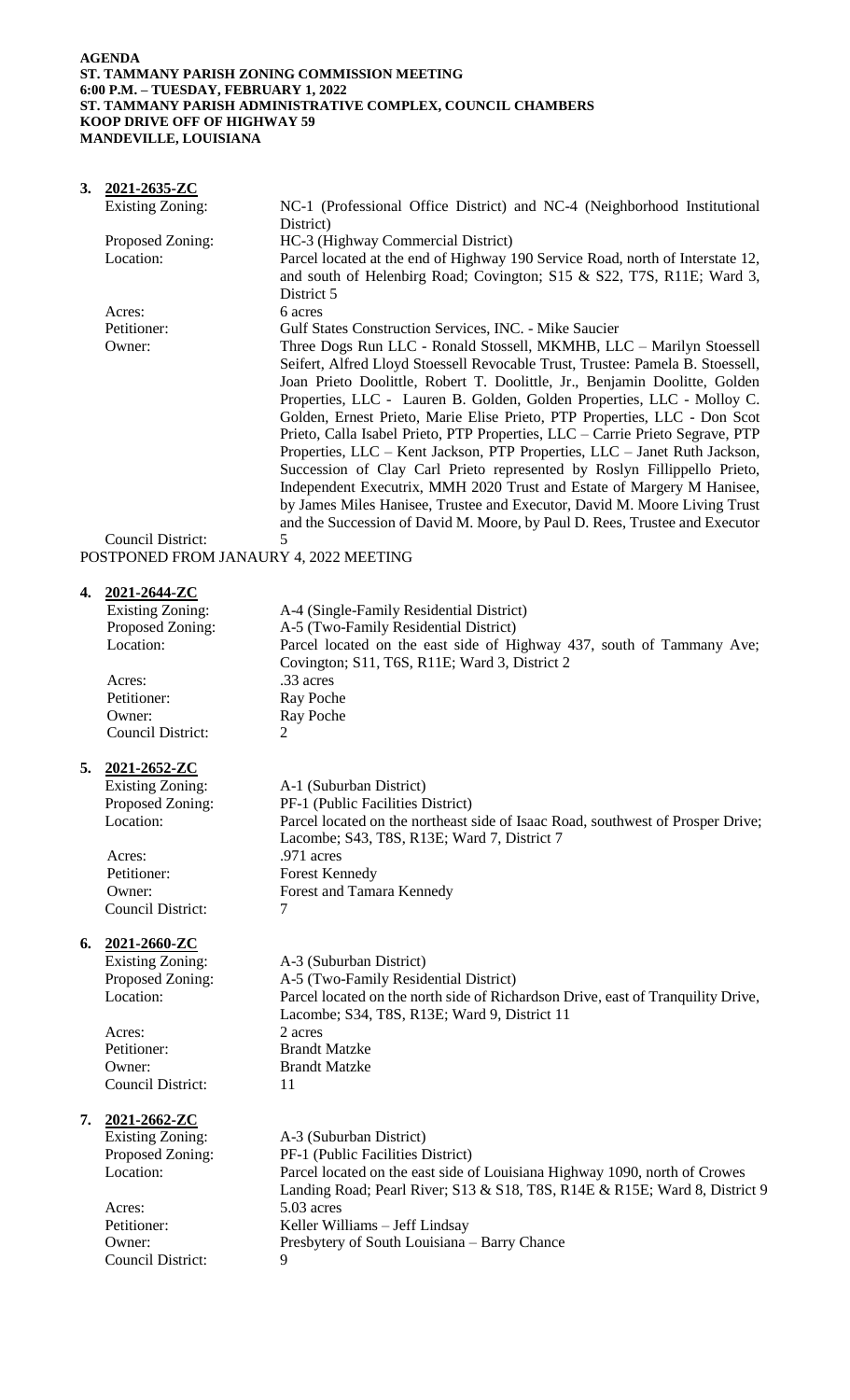**AGENDA**
**ST. TAMMANY PARISH ZONING COMMISSION MEETING**
**6:00 P.M. – TUESDAY, FEBRUARY 1, 2022**
**ST. TAMMANY PARISH ADMINISTRATIVE COMPLEX, COUNCIL CHAMBERS**
**KOOP DRIVE OFF OF HIGHWAY 59**
**MANDEVILLE, LOUISIANA**

**3. 2021-2635-ZC**

| | |
|---|---|
| Existing Zoning: | NC-1 (Professional Office District) and NC-4 (Neighborhood Institutional District) |
| Proposed Zoning: | HC-3 (Highway Commercial District) |
| Location: | Parcel located at the end of Highway 190 Service Road, north of Interstate 12, and south of Helenbirg Road; Covington; S15 & S22, T7S, R11E; Ward 3, District 5 |
| Acres: | 6 acres |
| Petitioner: | Gulf States Construction Services, INC. - Mike Saucier |
| Owner: | Three Dogs Run LLC - Ronald Stossell, MKMHB, LLC – Marilyn Stoessell Seifert, Alfred Lloyd Stoessell Revocable Trust, Trustee: Pamela B. Stoessell, Joan Prieto Doolittle, Robert T. Doolittle, Jr., Benjamin Doolitte, Golden Properties, LLC - Lauren B. Golden, Golden Properties, LLC - Molloy C. Golden, Ernest Prieto, Marie Elise Prieto, PTP Properties, LLC - Don Scot Prieto, Calla Isabel Prieto, PTP Properties, LLC – Carrie Prieto Segrave, PTP Properties, LLC – Kent Jackson, PTP Properties, LLC – Janet Ruth Jackson, Succession of Clay Carl Prieto represented by Roslyn Fillippello Prieto, Independent Executrix, MMH 2020 Trust and Estate of Margery M Hanisee, by James Miles Hanisee, Trustee and Executor, David M. Moore Living Trust and the Succession of David M. Moore, by Paul D. Rees, Trustee and Executor |
| Council District: | 5 |

POSTPONED FROM JANAURY 4, 2022 MEETING

**4. 2021-2644-ZC**

| | |
|---|---|
| Existing Zoning: | A-4 (Single-Family Residential District) |
| Proposed Zoning: | A-5 (Two-Family Residential District) |
| Location: | Parcel located on the east side of Highway 437, south of Tammany Ave; Covington; S11, T6S, R11E; Ward 3, District 2 |
| Acres: | .33 acres |
| Petitioner: | Ray Poche |
| Owner: | Ray Poche |
| Council District: | 2 |

**5. 2021-2652-ZC**

| | |
|---|---|
| Existing Zoning: | A-1 (Suburban District) |
| Proposed Zoning: | PF-1 (Public Facilities District) |
| Location: | Parcel located on the northeast side of Isaac Road, southwest of Prosper Drive; Lacombe; S43, T8S, R13E; Ward 7, District 7 |
| Acres: | .971 acres |
| Petitioner: | Forest Kennedy |
| Owner: | Forest and Tamara Kennedy |
| Council District: | 7 |

**6. 2021-2660-ZC**

| | |
|---|---|
| Existing Zoning: | A-3 (Suburban District) |
| Proposed Zoning: | A-5 (Two-Family Residential District) |
| Location: | Parcel located on the north side of Richardson Drive, east of Tranquility Drive, Lacombe; S34, T8S, R13E; Ward 9, District 11 |
| Acres: | 2 acres |
| Petitioner: | Brandt Matzke |
| Owner: | Brandt Matzke |
| Council District: | 11 |

**7. 2021-2662-ZC**

| | |
|---|---|
| Existing Zoning: | A-3 (Suburban District) |
| Proposed Zoning: | PF-1 (Public Facilities District) |
| Location: | Parcel located on the east side of Louisiana Highway 1090, north of Crowes Landing Road; Pearl River; S13 & S18, T8S, R14E & R15E; Ward 8, District 9 |
| Acres: | 5.03 acres |
| Petitioner: | Keller Williams – Jeff Lindsay |
| Owner: | Presbytery of South Louisiana – Barry Chance |
| Council District: | 9 |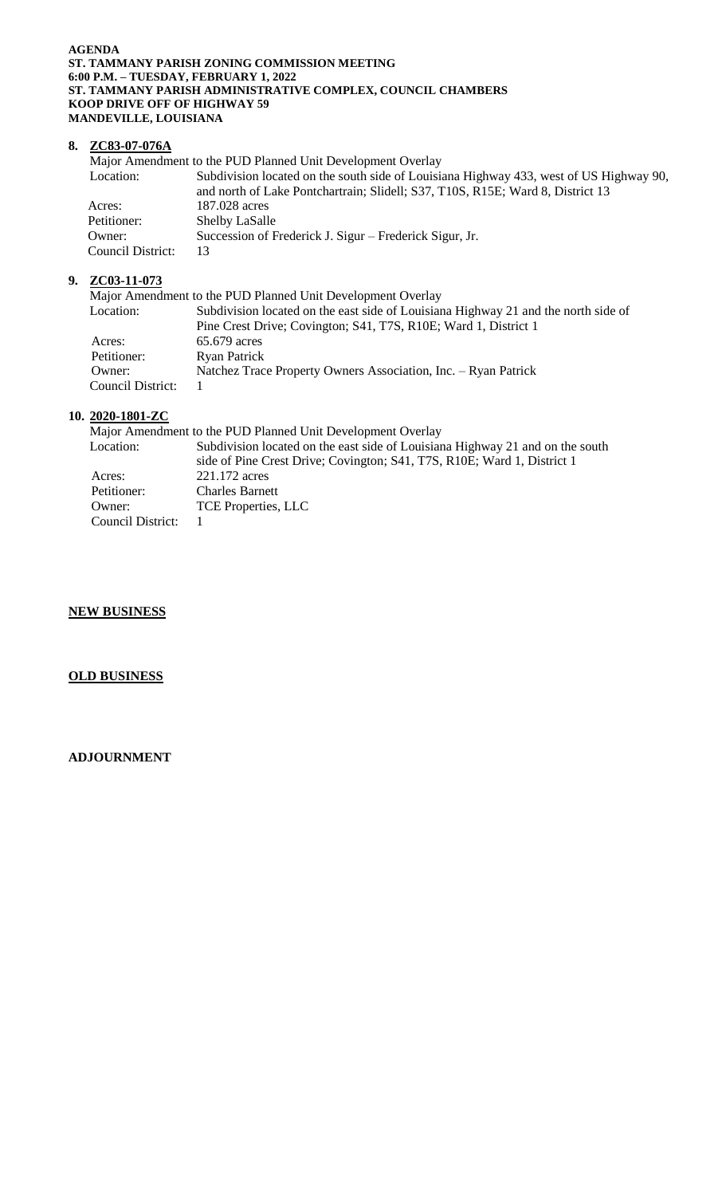**AGENDA**
**ST. TAMMANY PARISH ZONING COMMISSION MEETING**
**6:00 P.M. – TUESDAY, FEBRUARY 1, 2022**
**ST. TAMMANY PARISH ADMINISTRATIVE COMPLEX, COUNCIL CHAMBERS**
**KOOP DRIVE OFF OF HIGHWAY 59**
**MANDEVILLE, LOUISIANA**

**8. ZC83-07-076A**

Major Amendment to the PUD Planned Unit Development Overlay

| | |
|---|---|
| Location: | Subdivision located on the south side of Louisiana Highway 433, west of US Highway 90, and north of Lake Pontchartrain; Slidell; S37, T10S, R15E; Ward 8, District 13 |
| Acres: | 187.028 acres |
| Petitioner: | Shelby LaSalle |
| Owner: | Succession of Frederick J. Sigur – Frederick Sigur, Jr. |
| Council District: | 13 |

**9. ZC03-11-073**

Major Amendment to the PUD Planned Unit Development Overlay

| | |
|---|---|
| Location: | Subdivision located on the east side of Louisiana Highway 21 and the north side of Pine Crest Drive; Covington; S41, T7S, R10E; Ward 1, District 1 |
| Acres: | 65.679 acres |
| Petitioner: | Ryan Patrick |
| Owner: | Natchez Trace Property Owners Association, Inc. – Ryan Patrick |
| Council District: | 1 |

**10. 2020-1801-ZC**

Major Amendment to the PUD Planned Unit Development Overlay

| | |
|---|---|
| Location: | Subdivision located on the east side of Louisiana Highway 21 and on the south side of Pine Crest Drive; Covington; S41, T7S, R10E; Ward 1, District 1 |
| Acres: | 221.172 acres |
| Petitioner: | Charles Barnett |
| Owner: | TCE Properties, LLC |
| Council District: | 1 |

**NEW BUSINESS**

**OLD BUSINESS**

**ADJOURNMENT**